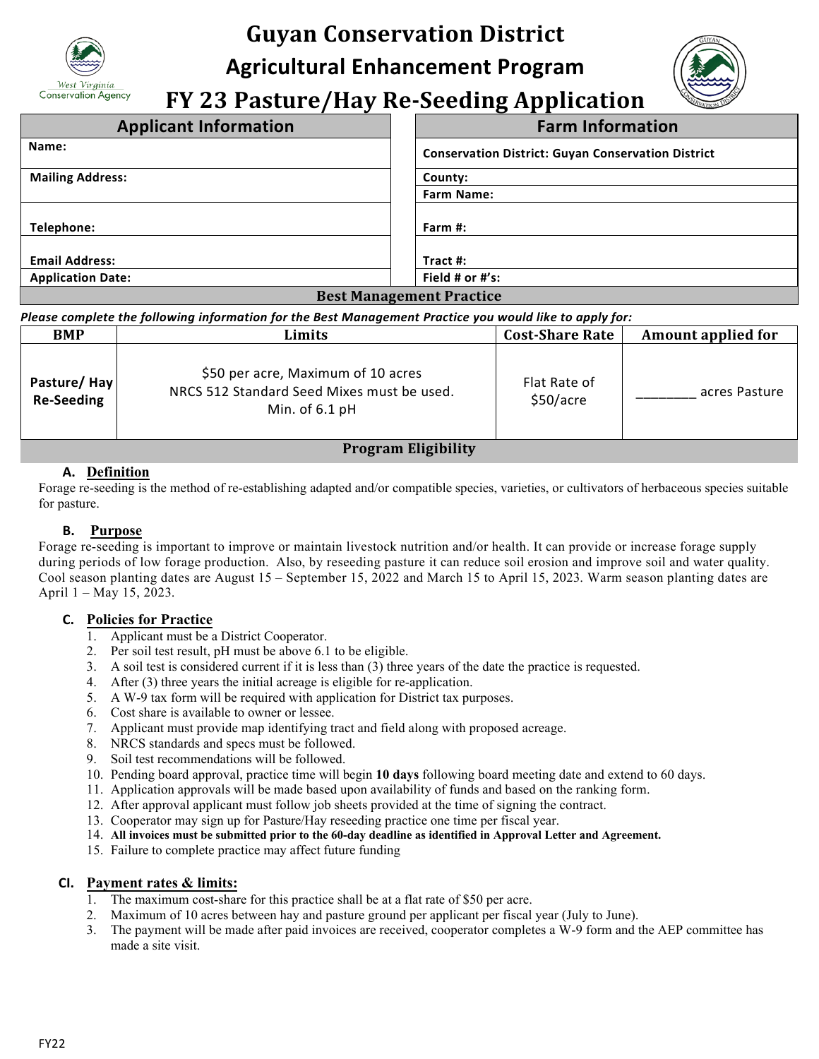# Guyan Conservation District

## Agricultural Enhancement Program

## FY 23 Pasture/Hay Re-Seeding Application

| Applicant Information | Farm Information |
|---|---|
| Name: | Conservation District: Guyan Conservation District |
| Mailing Address: | County: |
| | Farm Name: |
| Telephone: | Farm #: |
| Email Address: | Tract #: |
| Application Date: | Field # or #'s: |

### Best Management Practice

***Please complete the following information for the Best Management Practice you would like to apply for:***

| BMP | Limits | Cost-Share Rate | Amount applied for |
|---|---|---|---|
| **Pasture/ Hay Re-Seeding** | $50 per acre, Maximum of 10 acres<br>NRCS 512 Standard Seed Mixes must be used.<br>Min. of 6.1 pH | Flat Rate of $50/acre | ________ acres Pasture |

### Program Eligibility

**A. Definition**

Forage re-seeding is the method of re-establishing adapted and/or compatible species, varieties, or cultivators of herbaceous species suitable for pasture.

**B. Purpose**

Forage re-seeding is important to improve or maintain livestock nutrition and/or health. It can provide or increase forage supply during periods of low forage production. Also, by reseeding pasture it can reduce soil erosion and improve soil and water quality. Cool season planting dates are August 15 – September 15, 2022 and March 15 to April 15, 2023. Warm season planting dates are April 1 – May 15, 2023.

**C. Policies for Practice**

1. Applicant must be a District Cooperator.
2. Per soil test result, pH must be above 6.1 to be eligible.
3. A soil test is considered current if it is less than (3) three years of the date the practice is requested.
4. After (3) three years the initial acreage is eligible for re-application.
5. A W-9 tax form will be required with application for District tax purposes.
6. Cost share is available to owner or lessee.
7. Applicant must provide map identifying tract and field along with proposed acreage.
8. NRCS standards and specs must be followed.
9. Soil test recommendations will be followed.
10. Pending board approval, practice time will begin **10 days** following board meeting date and extend to 60 days.
11. Application approvals will be made based upon availability of funds and based on the ranking form.
12. After approval applicant must follow job sheets provided at the time of signing the contract.
13. Cooperator may sign up for Pasture/Hay reseeding practice one time per fiscal year.
14. **All invoices must be submitted prior to the 60-day deadline as identified in Approval Letter and Agreement.**
15. Failure to complete practice may affect future funding

**CI. Payment rates & limits:**

1. The maximum cost-share for this practice shall be at a flat rate of $50 per acre.
2. Maximum of 10 acres between hay and pasture ground per applicant per fiscal year (July to June).
3. The payment will be made after paid invoices are received, cooperator completes a W-9 form and the AEP committee has made a site visit.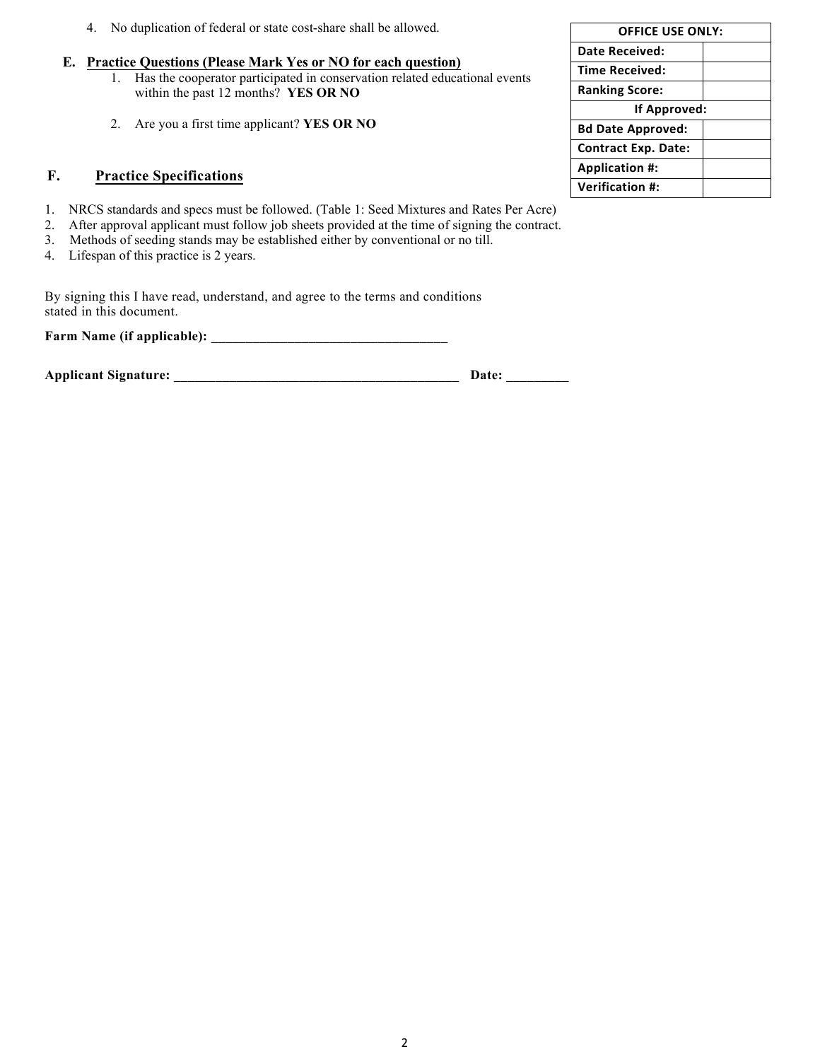4. No duplication of federal or state cost-share shall be allowed.

| OFFICE USE ONLY: | |
|---|---|
| **Date Received:** | |
| **Time Received:** | |
| **Ranking Score:** | |
| **If Approved:** | |
| **Bd Date Approved:** | |
| **Contract Exp. Date:** | |
| **Application #:** | |
| **Verification #:** | |

### E. Practice Questions (Please Mark Yes or NO for each question)

1. Has the cooperator participated in conservation related educational events within the past 12 months? **YES OR NO**

2. Are you a first time applicant? **YES OR NO**

### F. Practice Specifications

1. NRCS standards and specs must be followed. (Table 1: Seed Mixtures and Rates Per Acre)
2. After approval applicant must follow job sheets provided at the time of signing the contract.
3. Methods of seeding stands may be established either by conventional or no till.
4. Lifespan of this practice is 2 years.

By signing this I have read, understand, and agree to the terms and conditions stated in this document.

**Farm Name (if applicable): ___________________________________**

**Applicant Signature: __________________________________________ Date: _________**